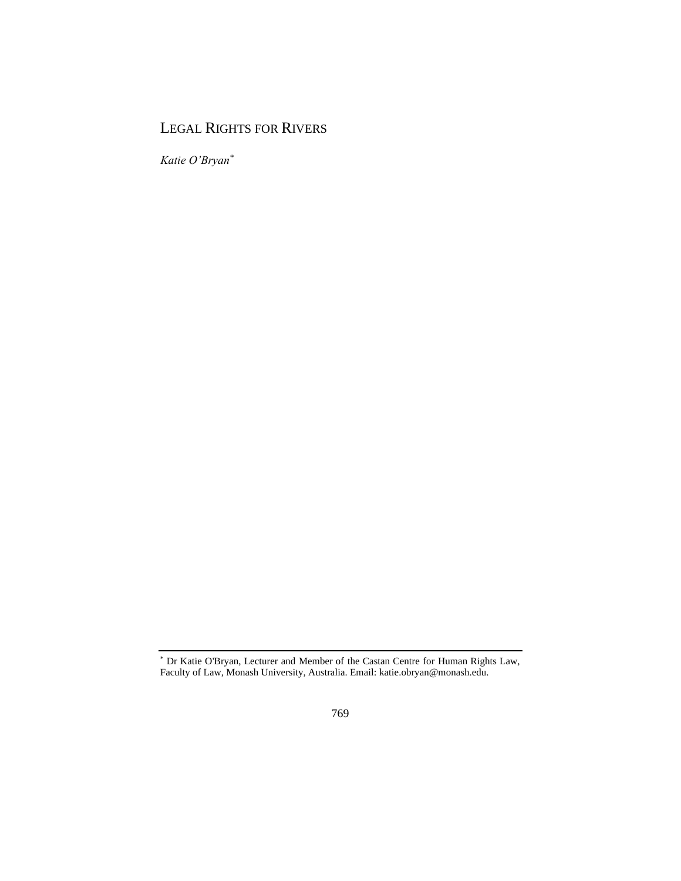# LEGAL RIGHTS FOR RIVERS

*Katie O'Bryan*[*]

[*] Dr Katie O'Bryan, Lecturer and Member of the Castan Centre for Human Rights Law, Faculty of Law, Monash University, Australia. Email: katie.obryan@monash.edu.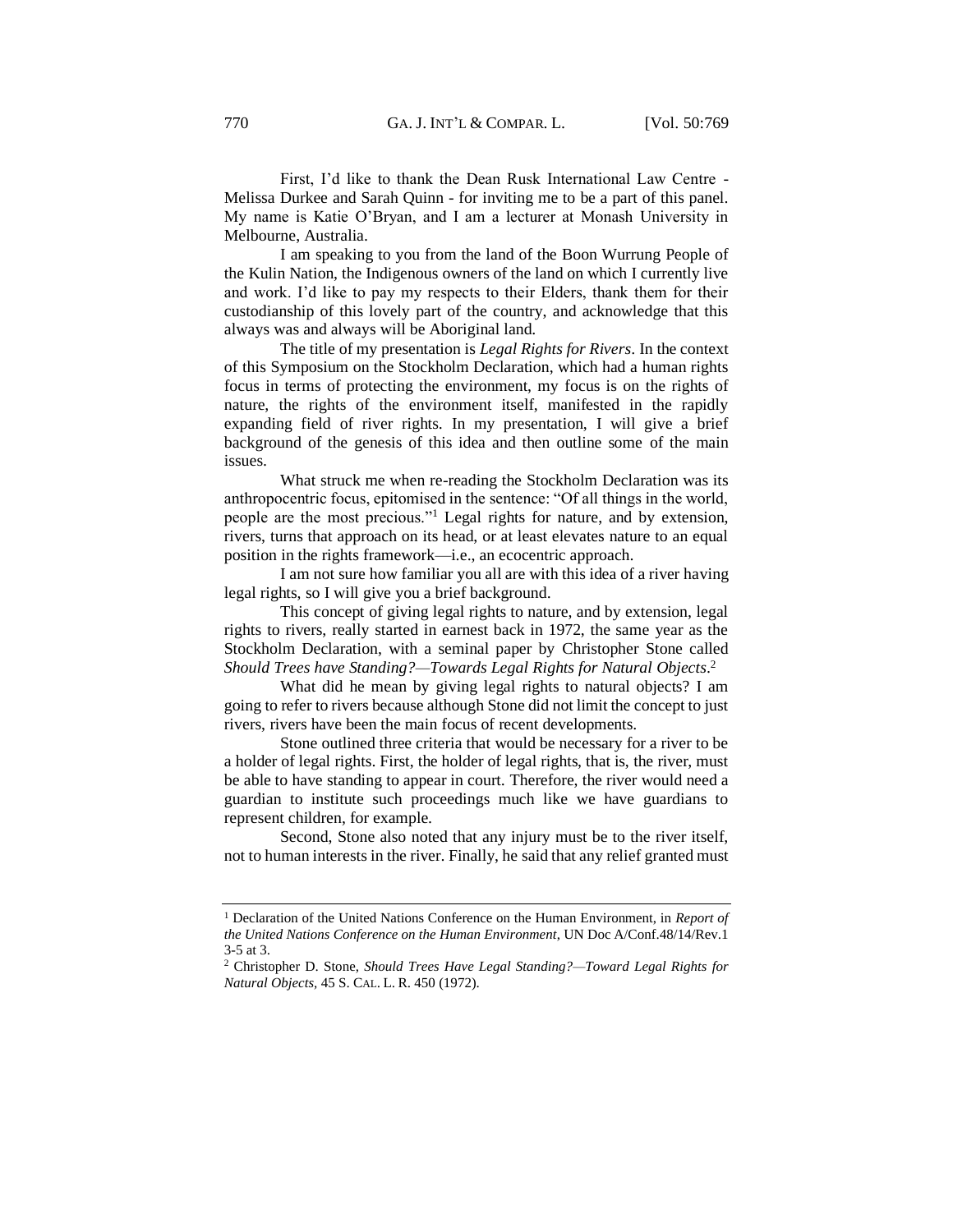First, I'd like to thank the Dean Rusk International Law Centre - Melissa Durkee and Sarah Quinn - for inviting me to be a part of this panel. My name is Katie O'Bryan, and I am a lecturer at Monash University in Melbourne, Australia.

I am speaking to you from the land of the Boon Wurrung People of the Kulin Nation, the Indigenous owners of the land on which I currently live and work. I'd like to pay my respects to their Elders, thank them for their custodianship of this lovely part of the country, and acknowledge that this always was and always will be Aboriginal land.

The title of my presentation is *Legal Rights for Rivers*. In the context of this Symposium on the Stockholm Declaration, which had a human rights focus in terms of protecting the environment, my focus is on the rights of nature, the rights of the environment itself, manifested in the rapidly expanding field of river rights. In my presentation, I will give a brief background of the genesis of this idea and then outline some of the main issues.

What struck me when re-reading the Stockholm Declaration was its anthropocentric focus, epitomised in the sentence: "Of all things in the world, people are the most precious."[1] Legal rights for nature, and by extension, rivers, turns that approach on its head, or at least elevates nature to an equal position in the rights framework—i.e., an ecocentric approach.

I am not sure how familiar you all are with this idea of a river having legal rights, so I will give you a brief background.

This concept of giving legal rights to nature, and by extension, legal rights to rivers, really started in earnest back in 1972, the same year as the Stockholm Declaration, with a seminal paper by Christopher Stone called *Should Trees have Standing?—Towards Legal Rights for Natural Objects*.[2]

What did he mean by giving legal rights to natural objects? I am going to refer to rivers because although Stone did not limit the concept to just rivers, rivers have been the main focus of recent developments.

Stone outlined three criteria that would be necessary for a river to be a holder of legal rights. First, the holder of legal rights, that is, the river, must be able to have standing to appear in court. Therefore, the river would need a guardian to institute such proceedings much like we have guardians to represent children, for example.

Second, Stone also noted that any injury must be to the river itself, not to human interests in the river. Finally, he said that any relief granted must

---

[1] Declaration of the United Nations Conference on the Human Environment, in *Report of the United Nations Conference on the Human Environment*, UN Doc A/Conf.48/14/Rev.1 3-5 at 3.

[2] Christopher D. Stone, *Should Trees Have Legal Standing?—Toward Legal Rights for Natural Objects*, 45 S. CAL. L. R. 450 (1972).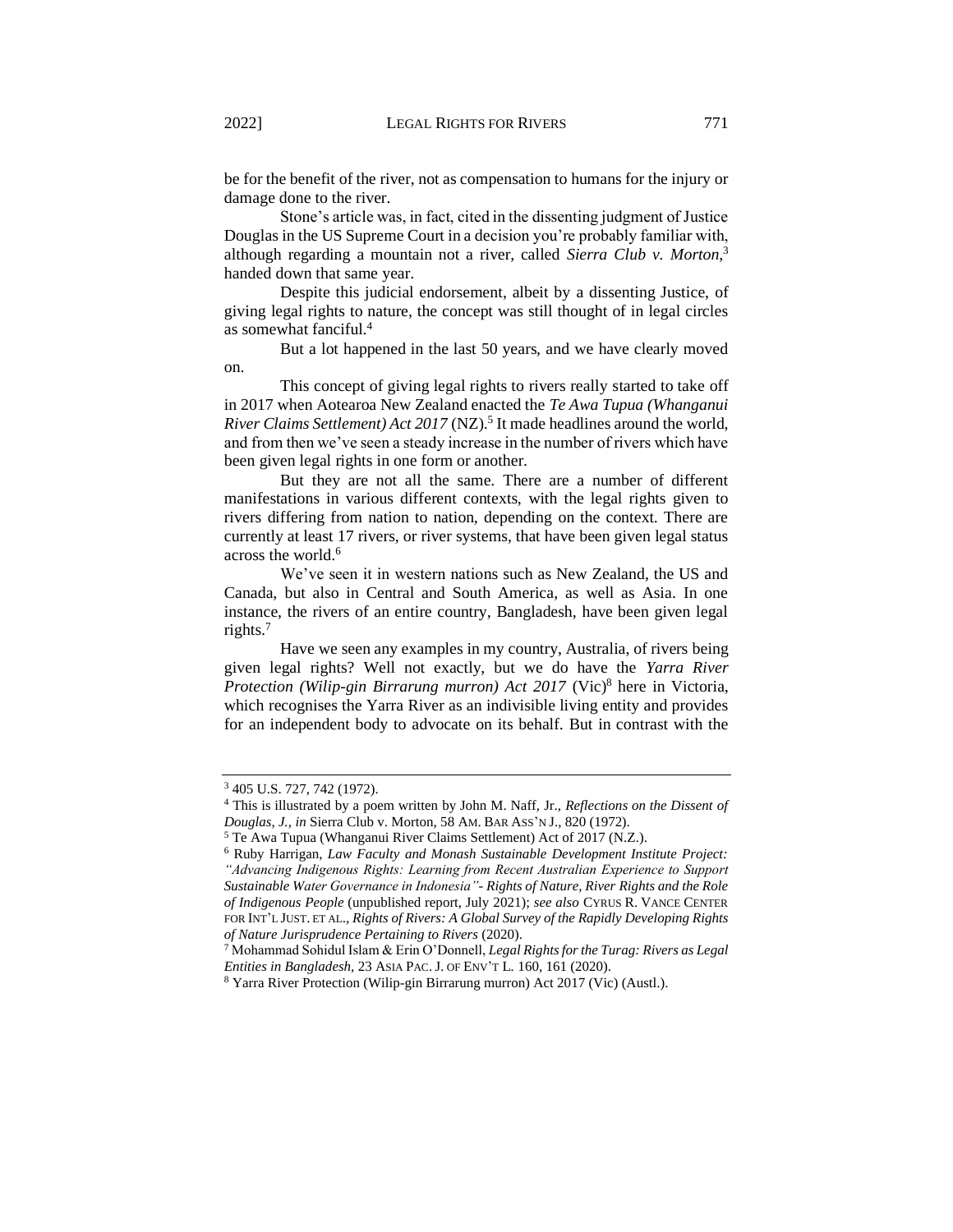be for the benefit of the river, not as compensation to humans for the injury or damage done to the river.

Stone's article was, in fact, cited in the dissenting judgment of Justice Douglas in the US Supreme Court in a decision you're probably familiar with, although regarding a mountain not a river, called *Sierra Club v. Morton*,[3] handed down that same year.

Despite this judicial endorsement, albeit by a dissenting Justice, of giving legal rights to nature, the concept was still thought of in legal circles as somewhat fanciful.[4]

But a lot happened in the last 50 years, and we have clearly moved on.

This concept of giving legal rights to rivers really started to take off in 2017 when Aotearoa New Zealand enacted the *Te Awa Tupua (Whanganui River Claims Settlement) Act 2017* (NZ).[5] It made headlines around the world, and from then we've seen a steady increase in the number of rivers which have been given legal rights in one form or another.

But they are not all the same. There are a number of different manifestations in various different contexts, with the legal rights given to rivers differing from nation to nation, depending on the context. There are currently at least 17 rivers, or river systems, that have been given legal status across the world.[6]

We've seen it in western nations such as New Zealand, the US and Canada, but also in Central and South America, as well as Asia. In one instance, the rivers of an entire country, Bangladesh, have been given legal rights.[7]

Have we seen any examples in my country, Australia, of rivers being given legal rights? Well not exactly, but we do have the *Yarra River Protection (Wilip-gin Birrarung murron) Act 2017* (Vic)[8] here in Victoria, which recognises the Yarra River as an indivisible living entity and provides for an independent body to advocate on its behalf. But in contrast with the

---

[3] 405 U.S. 727, 742 (1972).

[4] This is illustrated by a poem written by John M. Naff, Jr., *Reflections on the Dissent of Douglas, J., in* Sierra Club v. Morton, 58 AM. BAR ASS'N J., 820 (1972).

[5] Te Awa Tupua (Whanganui River Claims Settlement) Act of 2017 (N.Z.).

[6] Ruby Harrigan, *Law Faculty and Monash Sustainable Development Institute Project: "Advancing Indigenous Rights: Learning from Recent Australian Experience to Support Sustainable Water Governance in Indonesia"- Rights of Nature, River Rights and the Role of Indigenous People* (unpublished report, July 2021); *see also* CYRUS R. VANCE CENTER FOR INT'L JUST. ET AL., *Rights of Rivers: A Global Survey of the Rapidly Developing Rights of Nature Jurisprudence Pertaining to Rivers* (2020).

[7] Mohammad Sohidul Islam & Erin O'Donnell, *Legal Rights for the Turag: Rivers as Legal Entities in Bangladesh*, 23 ASIA PAC. J. OF ENV'T L. 160, 161 (2020).

[8] Yarra River Protection (Wilip-gin Birrarung murron) Act 2017 (Vic) (Austl.).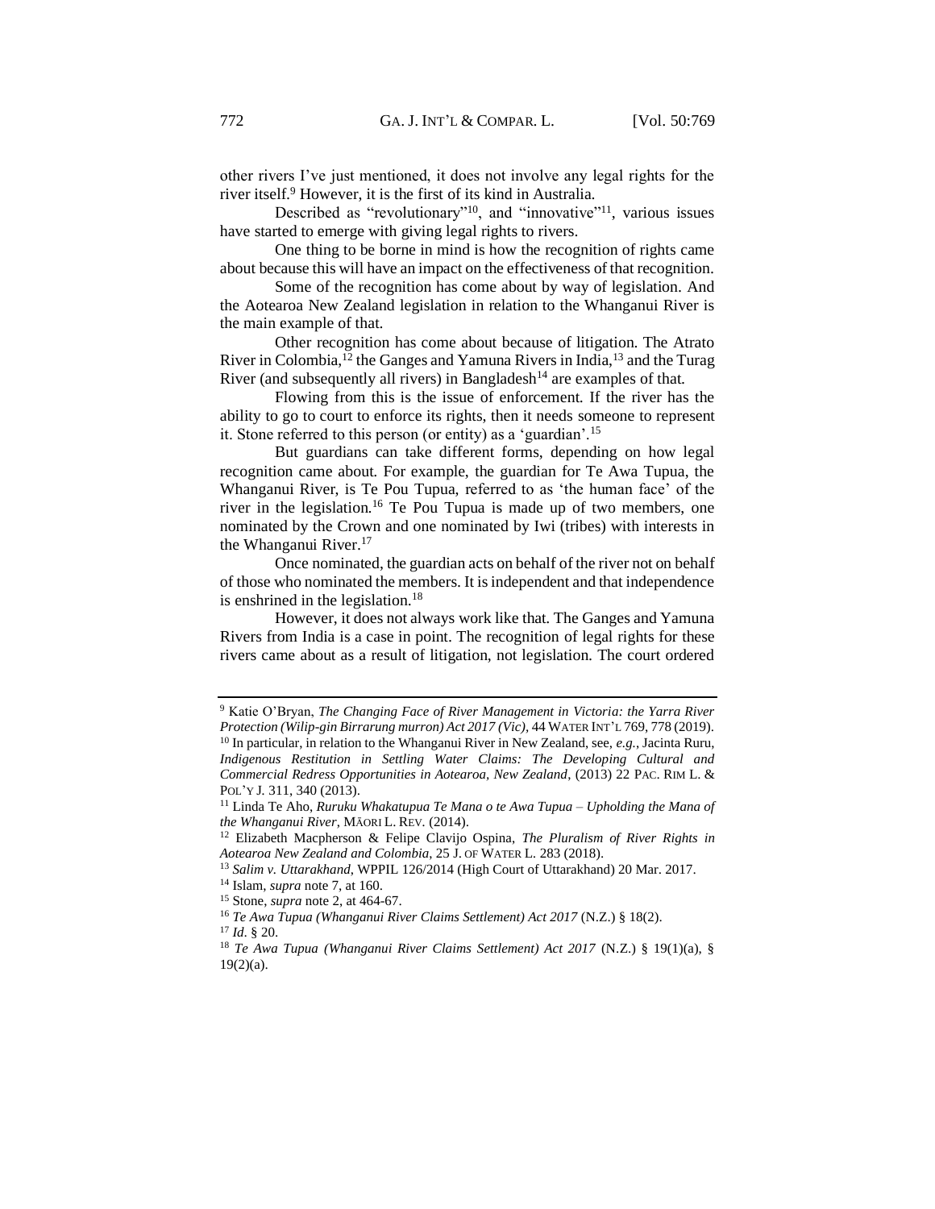other rivers I've just mentioned, it does not involve any legal rights for the river itself.[9] However, it is the first of its kind in Australia.

Described as "revolutionary"[10], and "innovative"[11], various issues have started to emerge with giving legal rights to rivers.

One thing to be borne in mind is how the recognition of rights came about because this will have an impact on the effectiveness of that recognition.

Some of the recognition has come about by way of legislation. And the Aotearoa New Zealand legislation in relation to the Whanganui River is the main example of that.

Other recognition has come about because of litigation. The Atrato River in Colombia,[12] the Ganges and Yamuna Rivers in India,[13] and the Turag River (and subsequently all rivers) in Bangladesh[14] are examples of that.

Flowing from this is the issue of enforcement. If the river has the ability to go to court to enforce its rights, then it needs someone to represent it. Stone referred to this person (or entity) as a 'guardian'.[15]

But guardians can take different forms, depending on how legal recognition came about. For example, the guardian for Te Awa Tupua, the Whanganui River, is Te Pou Tupua, referred to as 'the human face' of the river in the legislation.[16] Te Pou Tupua is made up of two members, one nominated by the Crown and one nominated by Iwi (tribes) with interests in the Whanganui River.[17]

Once nominated, the guardian acts on behalf of the river not on behalf of those who nominated the members. It is independent and that independence is enshrined in the legislation.[18]

However, it does not always work like that. The Ganges and Yamuna Rivers from India is a case in point. The recognition of legal rights for these rivers came about as a result of litigation, not legislation. The court ordered

---

[9] Katie O'Bryan, *The Changing Face of River Management in Victoria: the Yarra River Protection (Wilip-gin Birrarung murron) Act 2017 (Vic)*, 44 WATER INT'L 769, 778 (2019).

[10] In particular, in relation to the Whanganui River in New Zealand, see, *e.g.*, Jacinta Ruru, *Indigenous Restitution in Settling Water Claims: The Developing Cultural and Commercial Redress Opportunities in Aotearoa, New Zealand*, (2013) 22 PAC. RIM L. & POL'Y J. 311, 340 (2013).

[11] Linda Te Aho, *Ruruku Whakatupua Te Mana o te Awa Tupua – Upholding the Mana of the Whanganui River*, MĀORI L. REV. (2014).

[12] Elizabeth Macpherson & Felipe Clavijo Ospina, *The Pluralism of River Rights in Aotearoa New Zealand and Colombia*, 25 J. OF WATER L. 283 (2018).

[13] *Salim v. Uttarakhand*, WPPIL 126/2014 (High Court of Uttarakhand) 20 Mar. 2017.

[14] Islam, *supra* note 7, at 160.

[15] Stone, *supra* note 2, at 464-67.

[16] *Te Awa Tupua (Whanganui River Claims Settlement) Act 2017* (N.Z.) § 18(2).

[17] *Id*. § 20.

[18] *Te Awa Tupua (Whanganui River Claims Settlement) Act 2017* (N.Z.) § 19(1)(a), § 19(2)(a).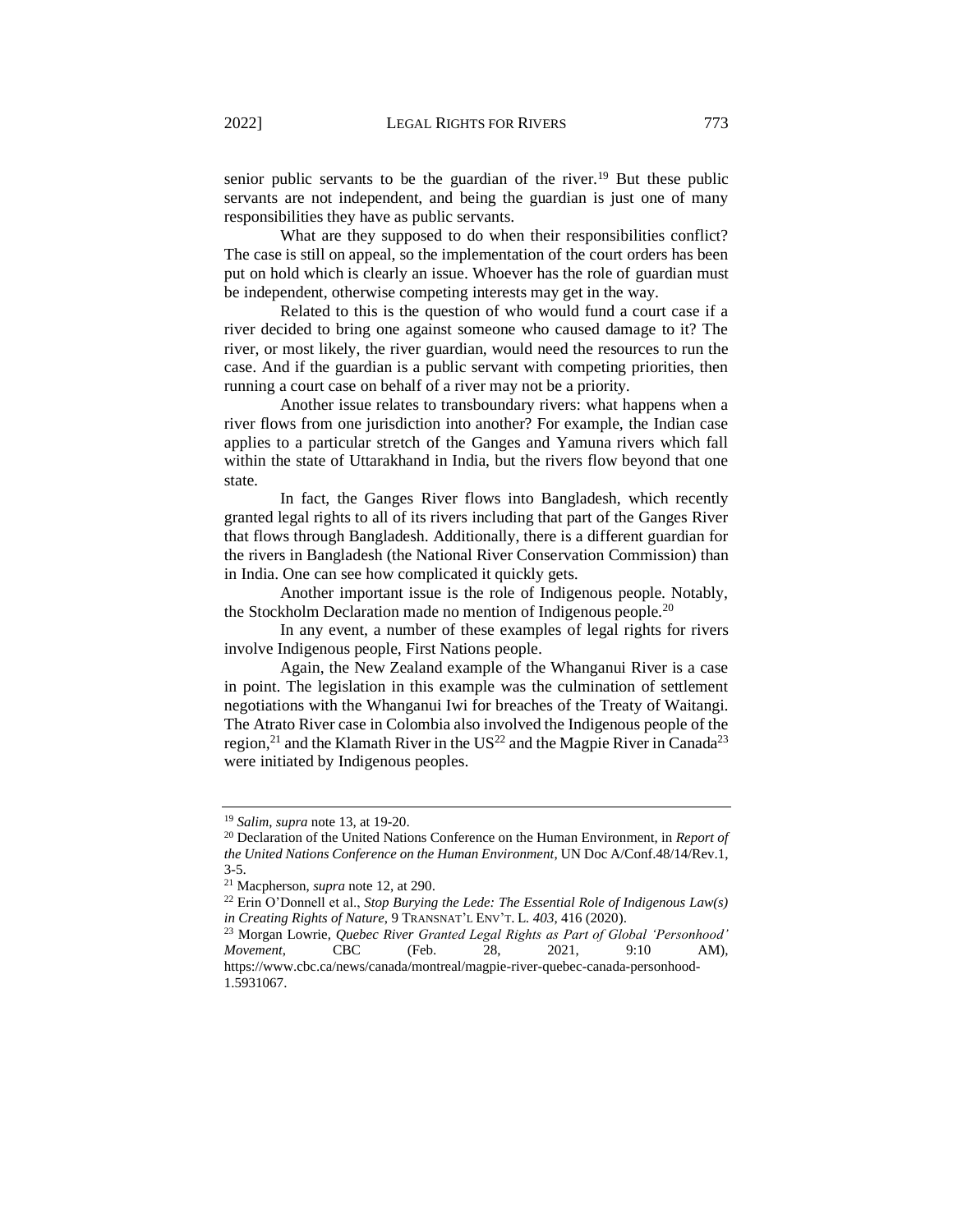senior public servants to be the guardian of the river.[19] But these public servants are not independent, and being the guardian is just one of many responsibilities they have as public servants.

What are they supposed to do when their responsibilities conflict? The case is still on appeal, so the implementation of the court orders has been put on hold which is clearly an issue. Whoever has the role of guardian must be independent, otherwise competing interests may get in the way.

Related to this is the question of who would fund a court case if a river decided to bring one against someone who caused damage to it? The river, or most likely, the river guardian, would need the resources to run the case. And if the guardian is a public servant with competing priorities, then running a court case on behalf of a river may not be a priority.

Another issue relates to transboundary rivers: what happens when a river flows from one jurisdiction into another? For example, the Indian case applies to a particular stretch of the Ganges and Yamuna rivers which fall within the state of Uttarakhand in India, but the rivers flow beyond that one state.

In fact, the Ganges River flows into Bangladesh, which recently granted legal rights to all of its rivers including that part of the Ganges River that flows through Bangladesh. Additionally, there is a different guardian for the rivers in Bangladesh (the National River Conservation Commission) than in India. One can see how complicated it quickly gets.

Another important issue is the role of Indigenous people. Notably, the Stockholm Declaration made no mention of Indigenous people.[20]

In any event, a number of these examples of legal rights for rivers involve Indigenous people, First Nations people.

Again, the New Zealand example of the Whanganui River is a case in point. The legislation in this example was the culmination of settlement negotiations with the Whanganui Iwi for breaches of the Treaty of Waitangi. The Atrato River case in Colombia also involved the Indigenous people of the region,[21] and the Klamath River in the US[22] and the Magpie River in Canada[23] were initiated by Indigenous peoples.

---

[19] *Salim*, *supra* note 13, at 19-20.

[20] Declaration of the United Nations Conference on the Human Environment, in *Report of the United Nations Conference on the Human Environment*, UN Doc A/Conf.48/14/Rev.1, 3-5.

[21] Macpherson, *supra* note 12, at 290.

[22] Erin O'Donnell et al., *Stop Burying the Lede: The Essential Role of Indigenous Law(s) in Creating Rights of Nature*, 9 TRANSNAT'L ENV'T. L. *403*, 416 (2020).

[23] Morgan Lowrie, *Quebec River Granted Legal Rights as Part of Global 'Personhood' Movement*, CBC (Feb. 28, 2021, 9:10 AM), https://www.cbc.ca/news/canada/montreal/magpie-river-quebec-canada-personhood-1.5931067.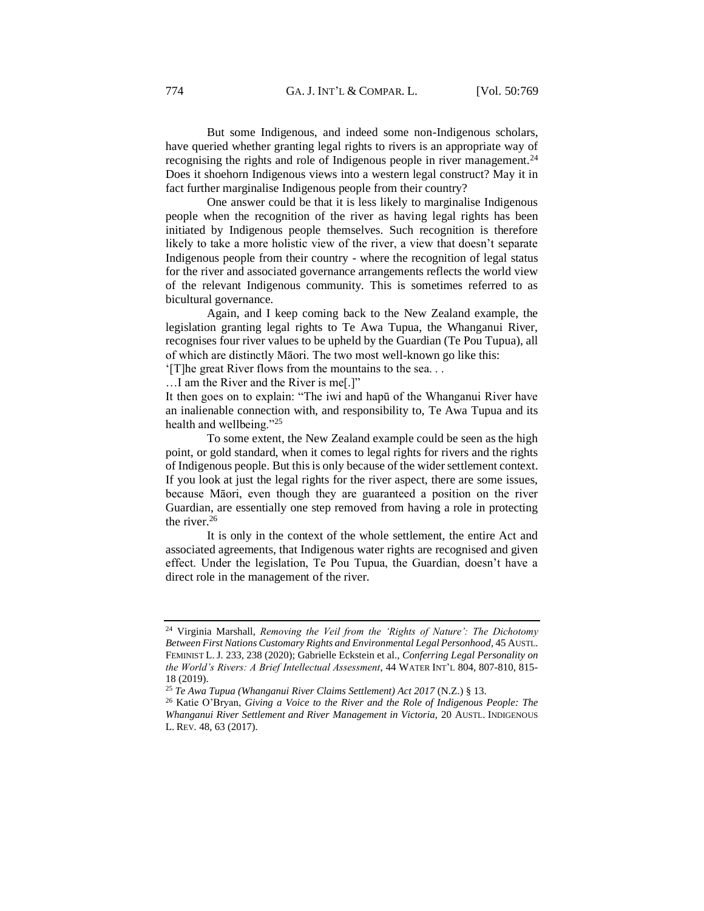But some Indigenous, and indeed some non-Indigenous scholars, have queried whether granting legal rights to rivers is an appropriate way of recognising the rights and role of Indigenous people in river management.[24] Does it shoehorn Indigenous views into a western legal construct? May it in fact further marginalise Indigenous people from their country?

One answer could be that it is less likely to marginalise Indigenous people when the recognition of the river as having legal rights has been initiated by Indigenous people themselves. Such recognition is therefore likely to take a more holistic view of the river, a view that doesn't separate Indigenous people from their country - where the recognition of legal status for the river and associated governance arrangements reflects the world view of the relevant Indigenous community. This is sometimes referred to as bicultural governance.

Again, and I keep coming back to the New Zealand example, the legislation granting legal rights to Te Awa Tupua, the Whanganui River, recognises four river values to be upheld by the Guardian (Te Pou Tupua), all of which are distinctly Māori. The two most well-known go like this:

'[T]he great River flows from the mountains to the sea. . .

…I am the River and the River is me[.]"

It then goes on to explain: "The iwi and hapū of the Whanganui River have an inalienable connection with, and responsibility to, Te Awa Tupua and its health and wellbeing."[25]

To some extent, the New Zealand example could be seen as the high point, or gold standard, when it comes to legal rights for rivers and the rights of Indigenous people. But this is only because of the wider settlement context. If you look at just the legal rights for the river aspect, there are some issues, because Māori, even though they are guaranteed a position on the river Guardian, are essentially one step removed from having a role in protecting the river.[26]

It is only in the context of the whole settlement, the entire Act and associated agreements, that Indigenous water rights are recognised and given effect. Under the legislation, Te Pou Tupua, the Guardian, doesn't have a direct role in the management of the river.

---

[24] Virginia Marshall, *Removing the Veil from the 'Rights of Nature': The Dichotomy Between First Nations Customary Rights and Environmental Legal Personhood*, 45 AUSTL. FEMINIST L. J. 233, 238 (2020); Gabrielle Eckstein et al., *Conferring Legal Personality on the World's Rivers: A Brief Intellectual Assessment*, 44 WATER INT'L 804, 807-810, 815-18 (2019).

[25] *Te Awa Tupua (Whanganui River Claims Settlement) Act 2017* (N.Z.) § 13.

[26] Katie O'Bryan, *Giving a Voice to the River and the Role of Indigenous People: The Whanganui River Settlement and River Management in Victoria,* 20 AUSTL. INDIGENOUS L. REV. 48, 63 (2017).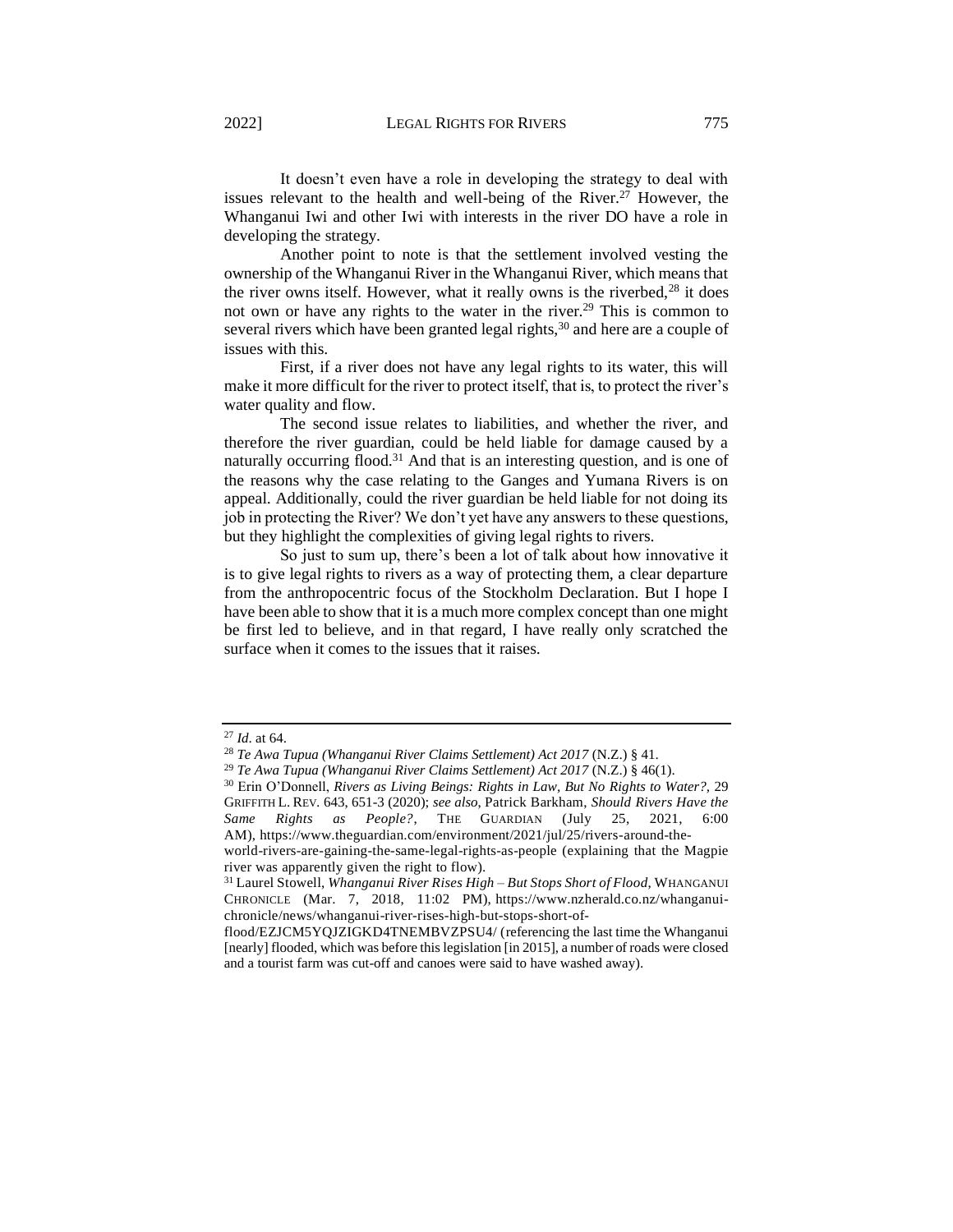It doesn't even have a role in developing the strategy to deal with issues relevant to the health and well-being of the River.[27] However, the Whanganui Iwi and other Iwi with interests in the river DO have a role in developing the strategy.

Another point to note is that the settlement involved vesting the ownership of the Whanganui River in the Whanganui River, which means that the river owns itself. However, what it really owns is the riverbed,[28] it does not own or have any rights to the water in the river.[29] This is common to several rivers which have been granted legal rights,[30] and here are a couple of issues with this.

First, if a river does not have any legal rights to its water, this will make it more difficult for the river to protect itself, that is, to protect the river's water quality and flow.

The second issue relates to liabilities, and whether the river, and therefore the river guardian, could be held liable for damage caused by a naturally occurring flood.[31] And that is an interesting question, and is one of the reasons why the case relating to the Ganges and Yumana Rivers is on appeal. Additionally, could the river guardian be held liable for not doing its job in protecting the River? We don't yet have any answers to these questions, but they highlight the complexities of giving legal rights to rivers.

So just to sum up, there's been a lot of talk about how innovative it is to give legal rights to rivers as a way of protecting them, a clear departure from the anthropocentric focus of the Stockholm Declaration. But I hope I have been able to show that it is a much more complex concept than one might be first led to believe, and in that regard, I have really only scratched the surface when it comes to the issues that it raises.

---

[27] *Id*. at 64.

[28] *Te Awa Tupua (Whanganui River Claims Settlement) Act 2017* (N.Z.) § 41.

[29] *Te Awa Tupua (Whanganui River Claims Settlement) Act 2017* (N.Z.) § 46(1).

[30] Erin O'Donnell, *Rivers as Living Beings: Rights in Law, But No Rights to Water?*, 29 GRIFFITH L. REV. 643, 651-3 (2020); *see also*, Patrick Barkham, *Should Rivers Have the Same Rights as People?*, THE GUARDIAN (July 25, 2021, 6:00 AM), https://www.theguardian.com/environment/2021/jul/25/rivers-around-the-world-rivers-are-gaining-the-same-legal-rights-as-people (explaining that the Magpie river was apparently given the right to flow).

[31] Laurel Stowell, *Whanganui River Rises High – But Stops Short of Flood*, WHANGANUI CHRONICLE (Mar. 7, 2018, 11:02 PM), https://www.nzherald.co.nz/whanganui-chronicle/news/whanganui-river-rises-high-but-stops-short-of-flood/EZJCM5YQJZIGKD4TNEMBVZPSU4/ (referencing the last time the Whanganui [nearly] flooded, which was before this legislation [in 2015], a number of roads were closed and a tourist farm was cut-off and canoes were said to have washed away).